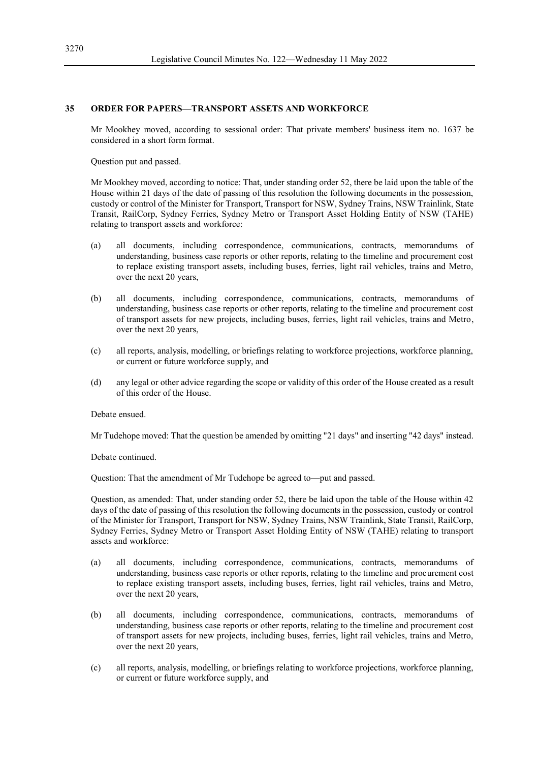## 35 ORDER FOR PAPERS—TRANSPORT ASSETS AND WORKFORCE

Mr Mookhey moved, according to sessional order: That private members' business item no. 1637 be considered in a short form format.

Question put and passed.

Mr Mookhey moved, according to notice: That, under standing order 52, there be laid upon the table of the House within 21 days of the date of passing of this resolution the following documents in the possession, custody or control of the Minister for Transport, Transport for NSW, Sydney Trains, NSW Trainlink, State Transit, RailCorp, Sydney Ferries, Sydney Metro or Transport Asset Holding Entity of NSW (TAHE) relating to transport assets and workforce:

(a) all documents, including correspondence, communications, contracts, memorandums of understanding, business case reports or other reports, relating to the timeline and procurement cost to replace existing transport assets, including buses, ferries, light rail vehicles, trains and Metro, over the next 20 years,

(b) all documents, including correspondence, communications, contracts, memorandums of understanding, business case reports or other reports, relating to the timeline and procurement cost of transport assets for new projects, including buses, ferries, light rail vehicles, trains and Metro, over the next 20 years,

(c) all reports, analysis, modelling, or briefings relating to workforce projections, workforce planning, or current or future workforce supply, and

(d) any legal or other advice regarding the scope or validity of this order of the House created as a result of this order of the House.

Debate ensued.

Mr Tudehope moved: That the question be amended by omitting "21 days" and inserting "42 days" instead.

Debate continued.

Question: That the amendment of Mr Tudehope be agreed to—put and passed.

Question, as amended: That, under standing order 52, there be laid upon the table of the House within 42 days of the date of passing of this resolution the following documents in the possession, custody or control of the Minister for Transport, Transport for NSW, Sydney Trains, NSW Trainlink, State Transit, RailCorp, Sydney Ferries, Sydney Metro or Transport Asset Holding Entity of NSW (TAHE) relating to transport assets and workforce:

(a) all documents, including correspondence, communications, contracts, memorandums of understanding, business case reports or other reports, relating to the timeline and procurement cost to replace existing transport assets, including buses, ferries, light rail vehicles, trains and Metro, over the next 20 years,

(b) all documents, including correspondence, communications, contracts, memorandums of understanding, business case reports or other reports, relating to the timeline and procurement cost of transport assets for new projects, including buses, ferries, light rail vehicles, trains and Metro, over the next 20 years,

(c) all reports, analysis, modelling, or briefings relating to workforce projections, workforce planning, or current or future workforce supply, and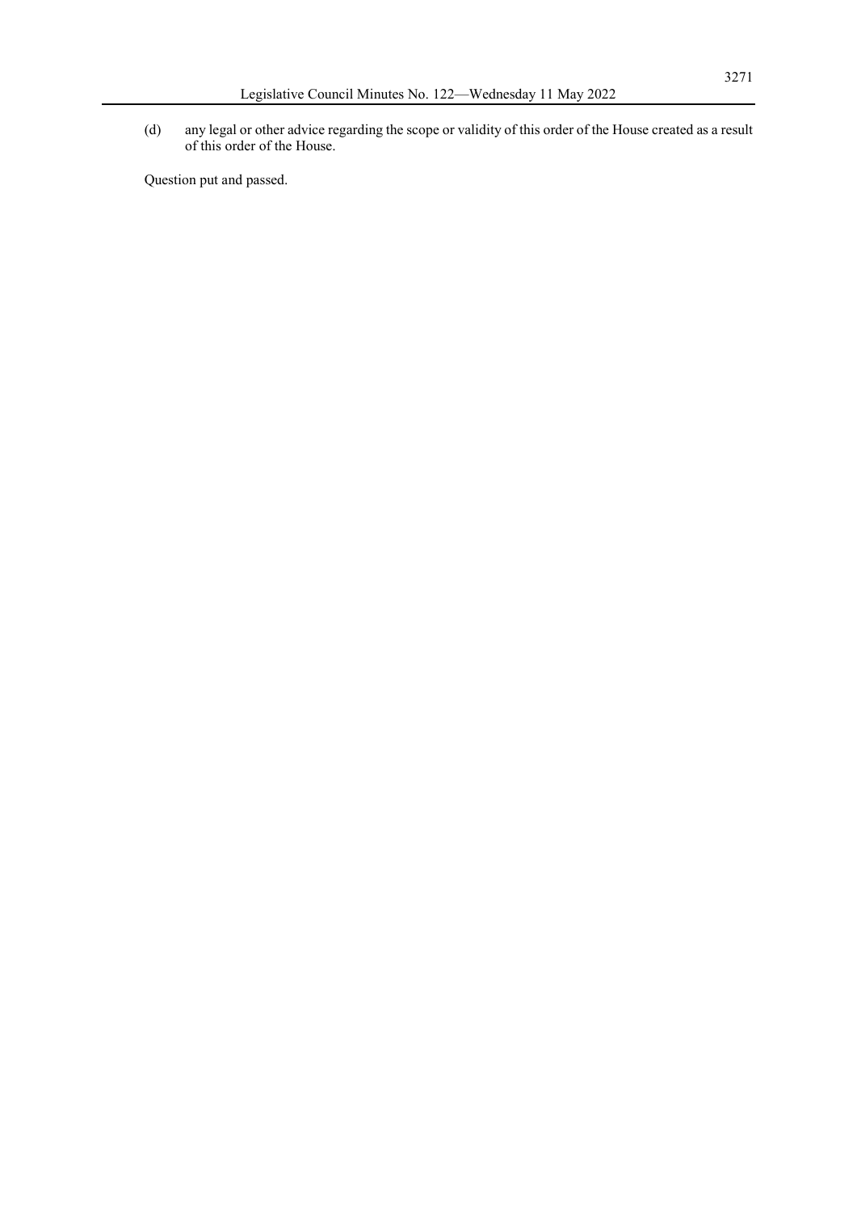(d) any legal or other advice regarding the scope or validity of this order of the House created as a result of this order of the House.

Question put and passed.